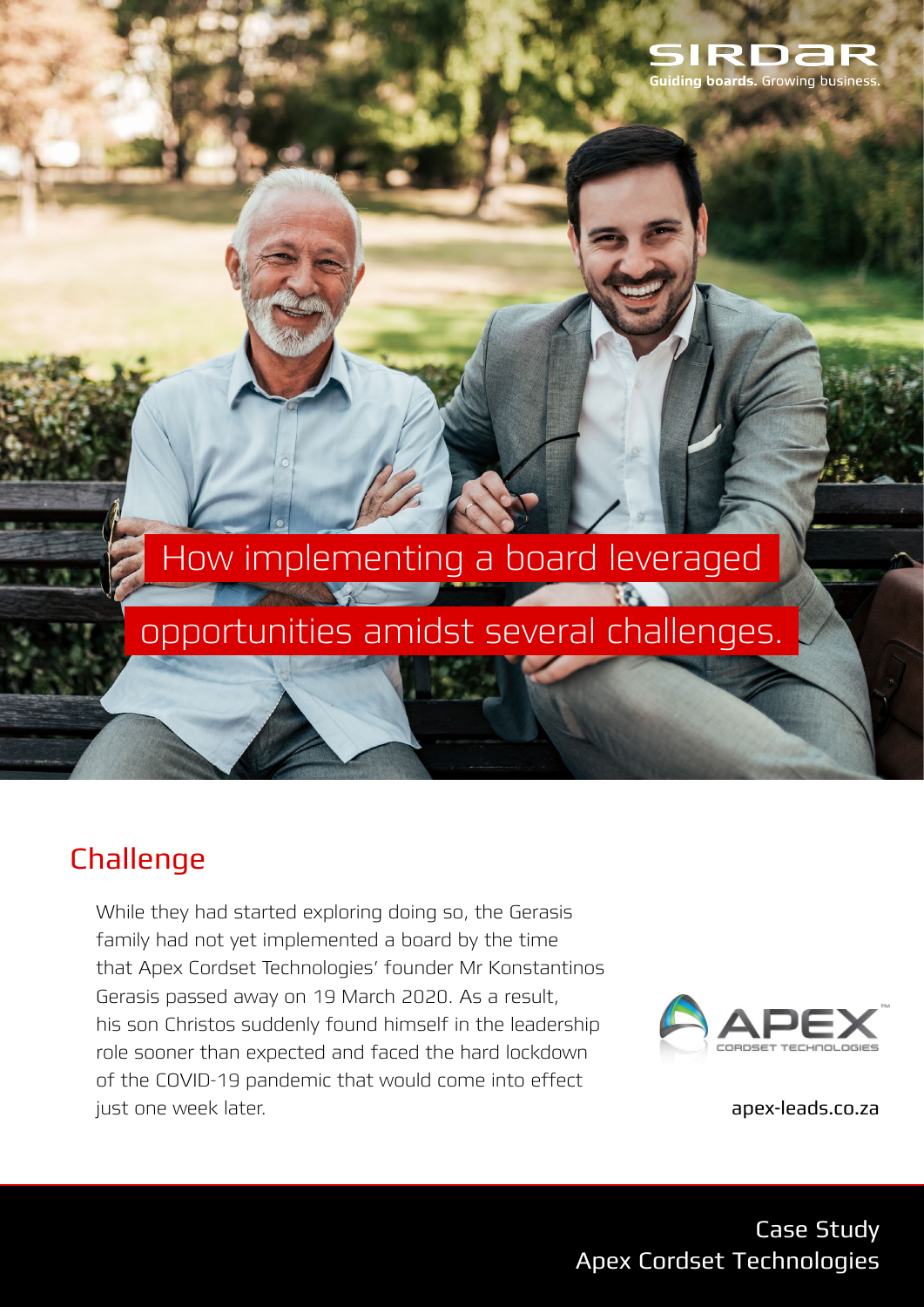SIRDAR
**Guiding boards.** Growing business.

# How implementing a board leveraged opportunities amidst several challenges.

## Challenge

While they had started exploring doing so, the Gerasis family had not yet implemented a board by the time that Apex Cordset Technologies' founder Mr Konstantinos Gerasis passed away on 19 March 2020. As a result, his son Christos suddenly found himself in the leadership role sooner than expected and faced the hard lockdown of the COVID-19 pandemic that would come into effect just one week later.

APEX CORDSET TECHNOLOGIES

apex-leads.co.za

Case Study
Apex Cordset Technologies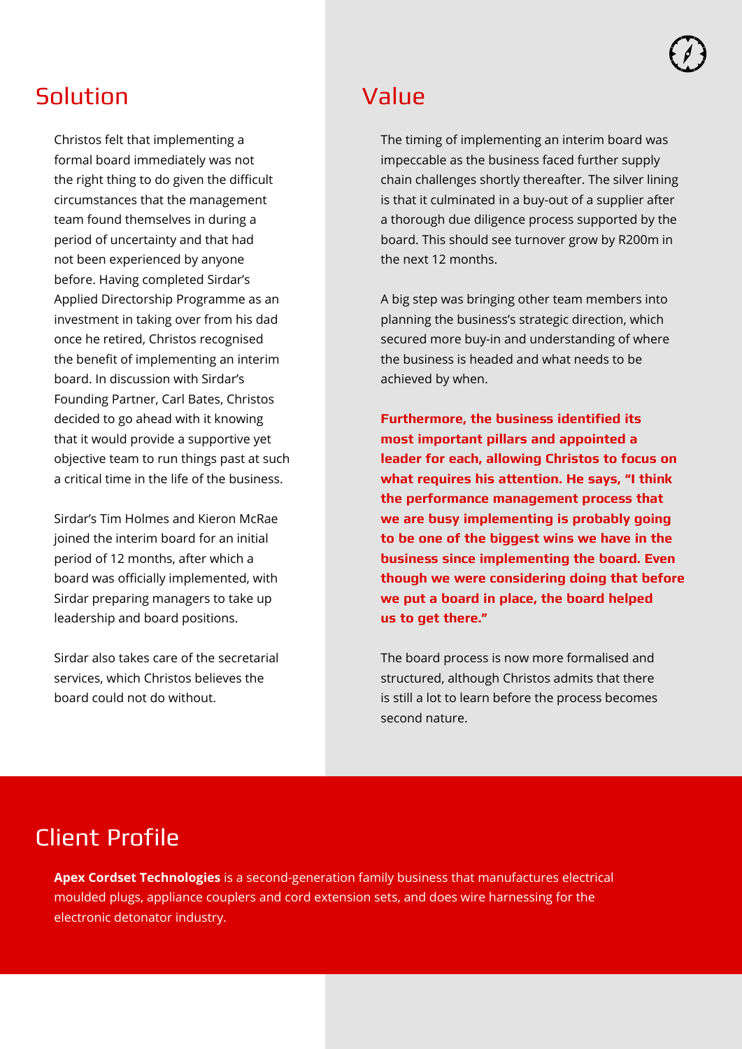## Solution

Christos felt that implementing a formal board immediately was not the right thing to do given the difficult circumstances that the management team found themselves in during a period of uncertainty and that had not been experienced by anyone before. Having completed Sirdar's Applied Directorship Programme as an investment in taking over from his dad once he retired, Christos recognised the benefit of implementing an interim board. In discussion with Sirdar's Founding Partner, Carl Bates, Christos decided to go ahead with it knowing that it would provide a supportive yet objective team to run things past at such a critical time in the life of the business.

Sirdar's Tim Holmes and Kieron McRae joined the interim board for an initial period of 12 months, after which a board was officially implemented, with Sirdar preparing managers to take up leadership and board positions.

Sirdar also takes care of the secretarial services, which Christos believes the board could not do without.

## Value

The timing of implementing an interim board was impeccable as the business faced further supply chain challenges shortly thereafter. The silver lining is that it culminated in a buy-out of a supplier after a thorough due diligence process supported by the board. This should see turnover grow by R200m in the next 12 months.

A big step was bringing other team members into planning the business's strategic direction, which secured more buy-in and understanding of where the business is headed and what needs to be achieved by when.

**Furthermore, the business identified its most important pillars and appointed a leader for each, allowing Christos to focus on what requires his attention. He says, "I think the performance management process that we are busy implementing is probably going to be one of the biggest wins we have in the business since implementing the board. Even though we were considering doing that before we put a board in place, the board helped us to get there."**

The board process is now more formalised and structured, although Christos admits that there is still a lot to learn before the process becomes second nature.

## Client Profile

**Apex Cordset Technologies** is a second-generation family business that manufactures electrical moulded plugs, appliance couplers and cord extension sets, and does wire harnessing for the electronic detonator industry.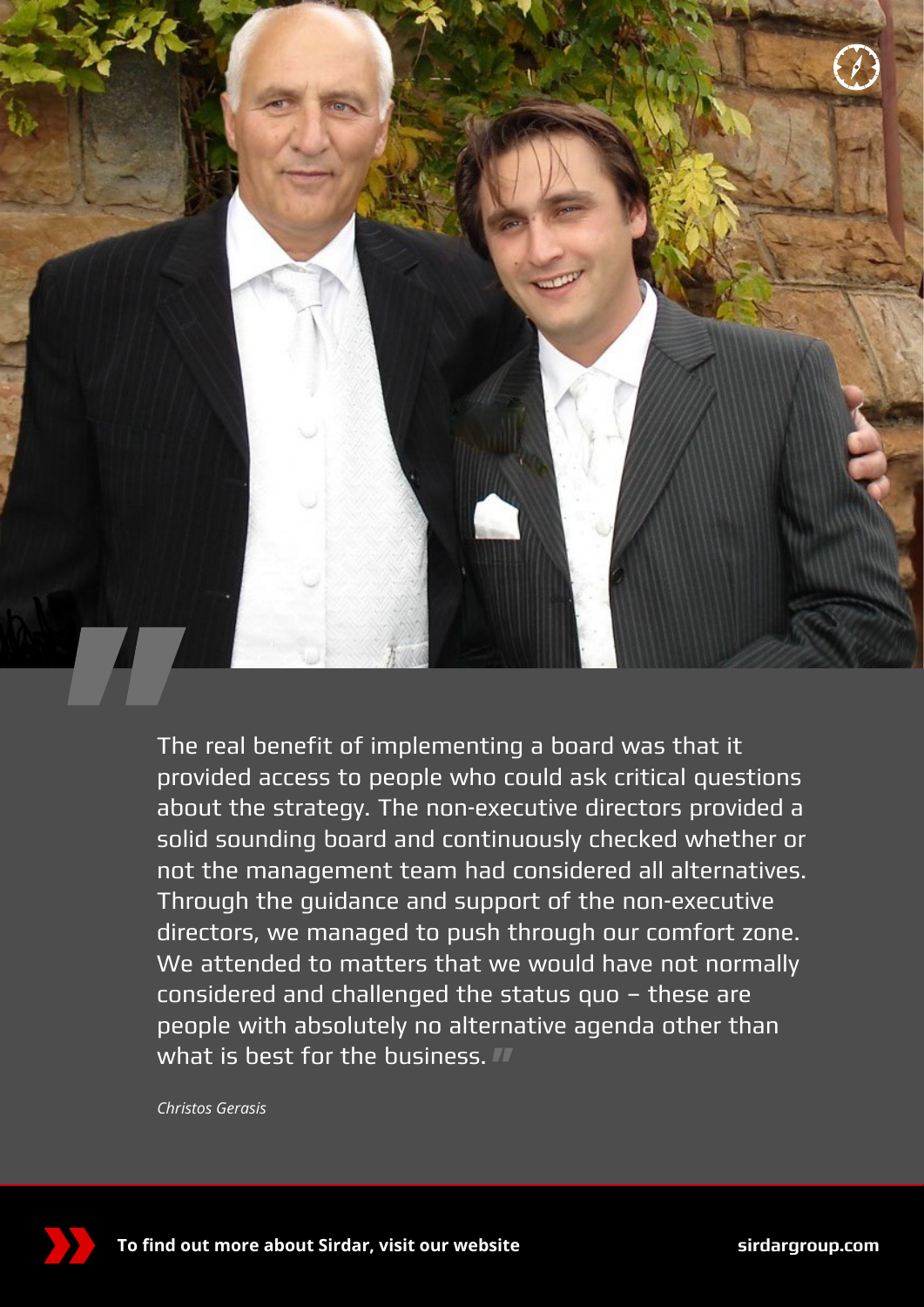> The real benefit of implementing a board was that it provided access to people who could ask critical questions about the strategy. The non-executive directors provided a solid sounding board and continuously checked whether or not the management team had considered all alternatives. Through the guidance and support of the non-executive directors, we managed to push through our comfort zone. We attended to matters that we would have not normally considered and challenged the status quo – these are people with absolutely no alternative agenda other than what is best for the business.

*Christos Gerasis*

**To find out more about Sirdar, visit our website** **sirdargroup.com**